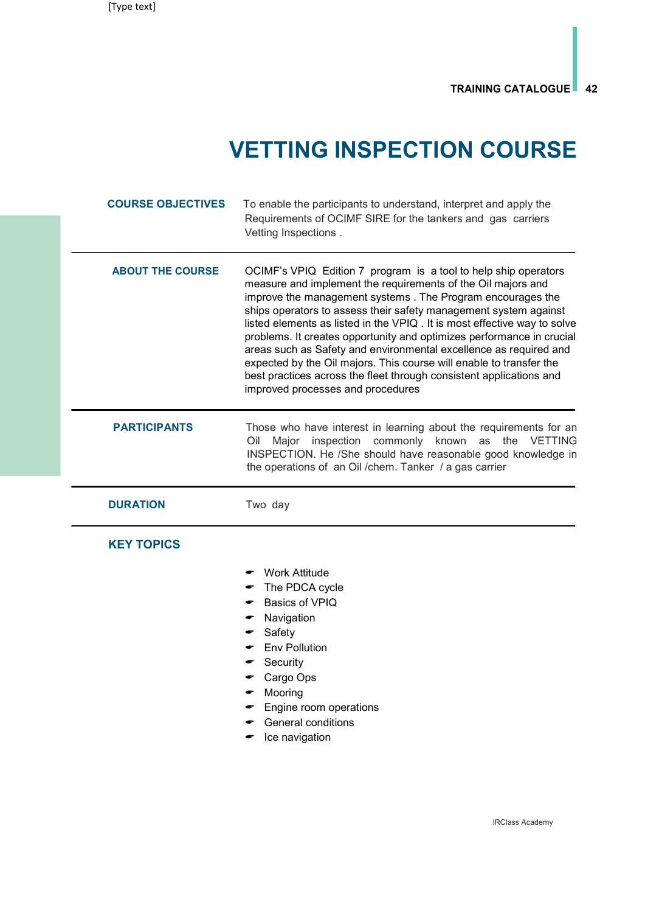# VETTING INSPECTION COURSE

**COURSE OBJECTIVES**

To enable the participants to understand, interpret and apply the Requirements of OCIMF SIRE for the tankers and gas carriers Vetting Inspections .

**ABOUT THE COURSE**

OCIMF's VPIQ Edition 7 program is a tool to help ship operators measure and implement the requirements of the Oil majors and improve the management systems . The Program encourages the ships operators to assess their safety management system against listed elements as listed in the VPIQ . It is most effective way to solve problems. It creates opportunity and optimizes performance in crucial areas such as Safety and environmental excellence as required and expected by the Oil majors. This course will enable to transfer the best practices across the fleet through consistent applications and improved processes and procedures

**PARTICIPANTS**

Those who have interest in learning about the requirements for an Oil Major inspection commonly known as the VETTING INSPECTION. He /She should have reasonable good knowledge in the operations of an Oil /chem. Tanker / a gas carrier

**DURATION**

Two day

**KEY TOPICS**

- Work Attitude
- The PDCA cycle
- Basics of VPIQ
- Navigation
- Safety
- Env Pollution
- Security
- Cargo Ops
- Mooring
- Engine room operations
- General conditions
- Ice navigation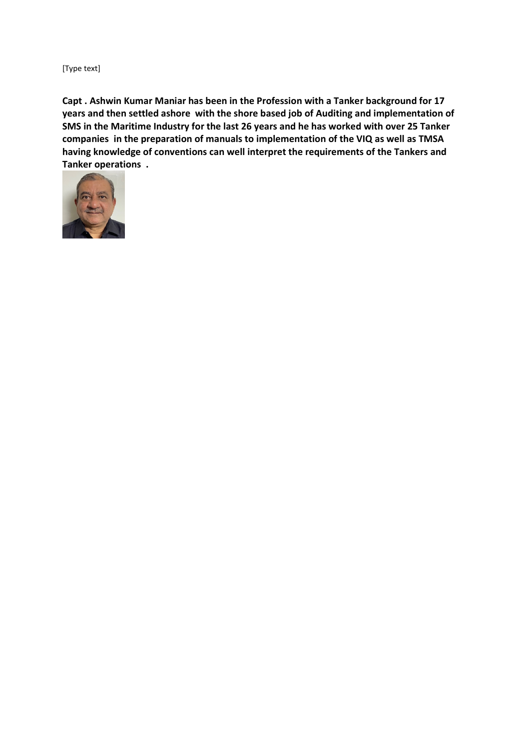[Type text]

**Capt . Ashwin Kumar Maniar has been in the Profession with a Tanker background for 17 years and then settled ashore with the shore based job of Auditing and implementation of SMS in the Maritime Industry for the last 26 years and he has worked with over 25 Tanker companies in the preparation of manuals to implementation of the VIQ as well as TMSA having knowledge of conventions can well interpret the requirements of the Tankers and Tanker operations .**